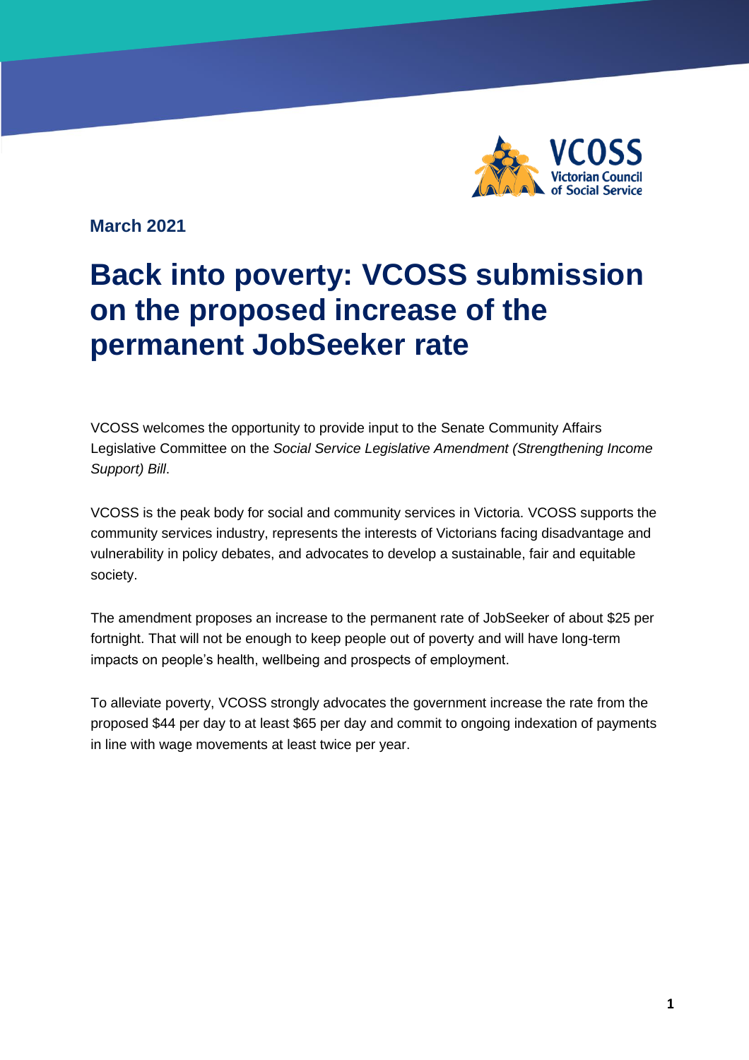March 2021

# Back into poverty: VCOSS submission on the proposed increase of the permanent JobSeeker rate

VCOSS welcomes the opportunity to provide input to the Senate Community Affairs Legislative Committee on the *Social Service Legislative Amendment (Strengthening Income Support) Bill*.

VCOSS is the peak body for social and community services in Victoria. VCOSS supports the community services industry, represents the interests of Victorians facing disadvantage and vulnerability in policy debates, and advocates to develop a sustainable, fair and equitable society.

The amendment proposes an increase to the permanent rate of JobSeeker of about $25 per fortnight. That will not be enough to keep people out of poverty and will have long-term impacts on people's health, wellbeing and prospects of employment.

To alleviate poverty, VCOSS strongly advocates the government increase the rate from the proposed $44 per day to at least $65 per day and commit to ongoing indexation of payments in line with wage movements at least twice per year.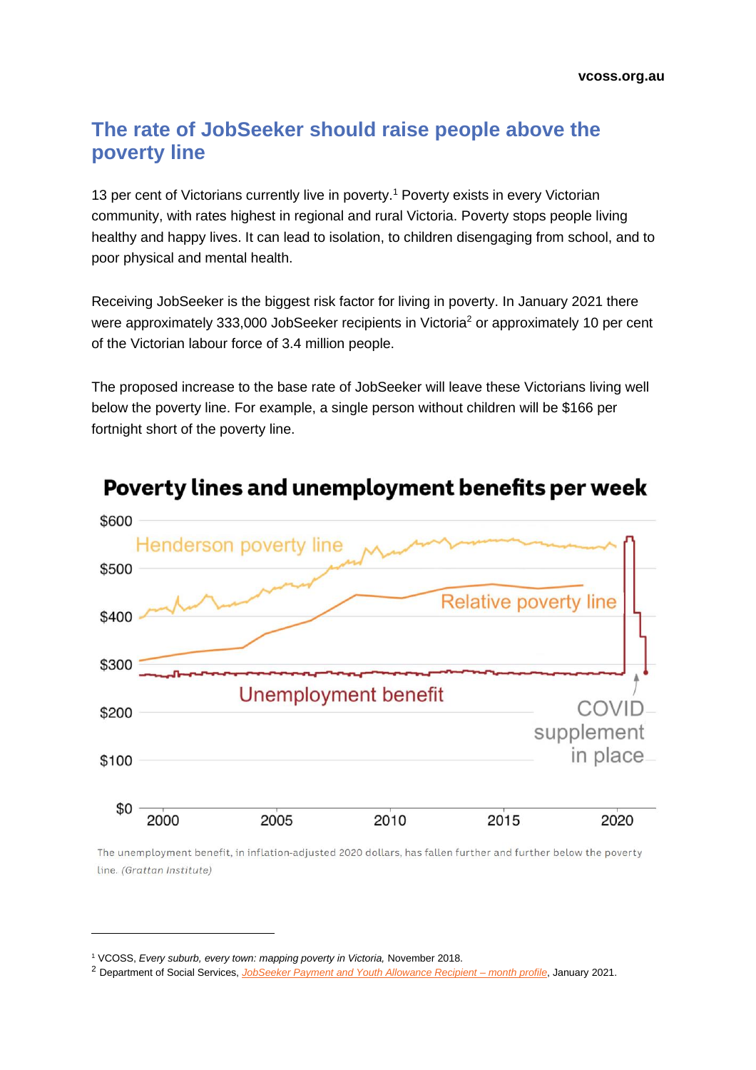## The rate of JobSeeker should raise people above the poverty line

13 per cent of Victorians currently live in poverty.[1] Poverty exists in every Victorian community, with rates highest in regional and rural Victoria. Poverty stops people living healthy and happy lives. It can lead to isolation, to children disengaging from school, and to poor physical and mental health.

Receiving JobSeeker is the biggest risk factor for living in poverty. In January 2021 there were approximately 333,000 JobSeeker recipients in Victoria[2] or approximately 10 per cent of the Victorian labour force of 3.4 million people.

The proposed increase to the base rate of JobSeeker will leave these Victorians living well below the poverty line. For example, a single person without children will be $166 per fortnight short of the poverty line.

**Poverty lines and unemployment benefits per week**

The unemployment benefit, in inflation-adjusted 2020 dollars, has fallen further and further below the poverty line. *(Grattan Institute)*

---

[1] VCOSS, *Every suburb, every town: mapping poverty in Victoria,* November 2018.

[2] Department of Social Services, JobSeeker Payment and Youth Allowance Recipient – month profile, January 2021.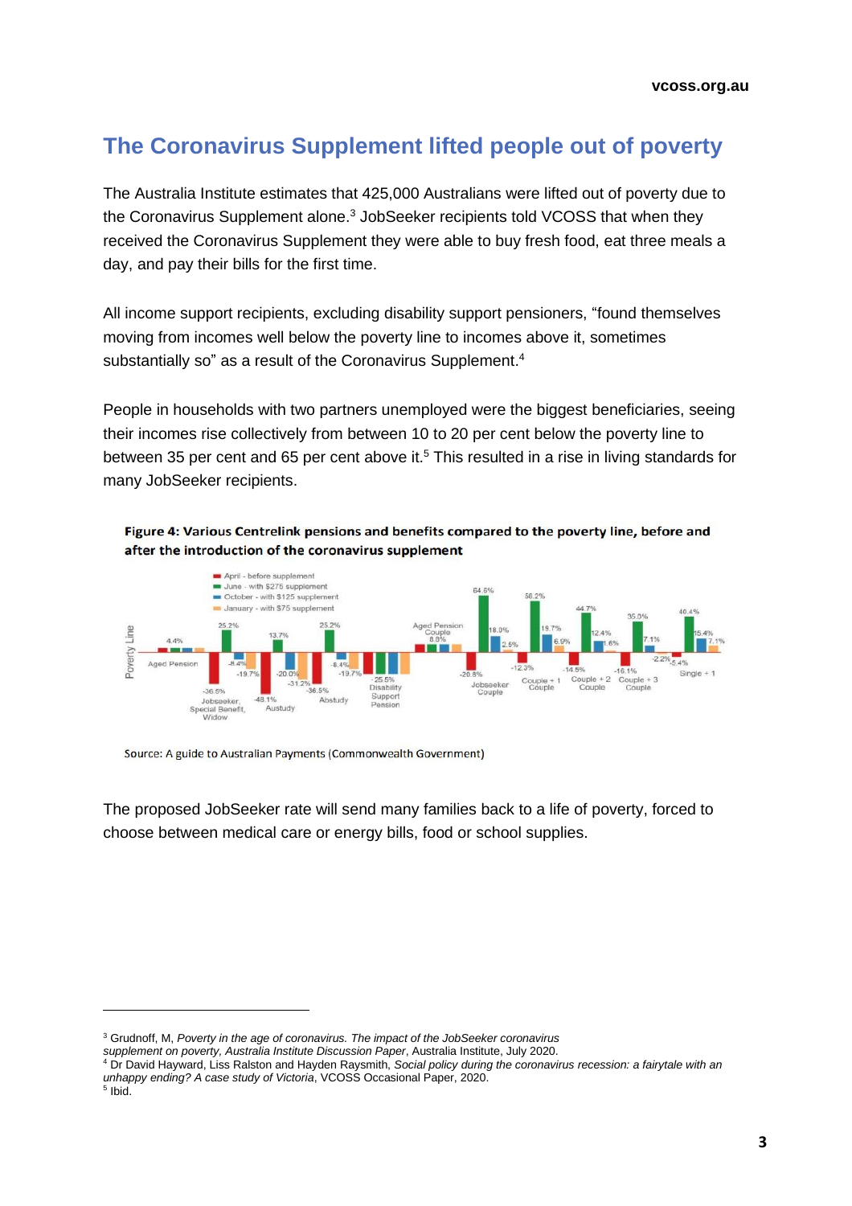## The Coronavirus Supplement lifted people out of poverty

The Australia Institute estimates that 425,000 Australians were lifted out of poverty due to the Coronavirus Supplement alone.[3] JobSeeker recipients told VCOSS that when they received the Coronavirus Supplement they were able to buy fresh food, eat three meals a day, and pay their bills for the first time.

All income support recipients, excluding disability support pensioners, "found themselves moving from incomes well below the poverty line to incomes above it, sometimes substantially so" as a result of the Coronavirus Supplement.[4]

People in households with two partners unemployed were the biggest beneficiaries, seeing their incomes rise collectively from between 10 to 20 per cent below the poverty line to between 35 per cent and 65 per cent above it.[5] This resulted in a rise in living standards for many JobSeeker recipients.

**Figure 4: Various Centrelink pensions and benefits compared to the poverty line, before and after the introduction of the coronavirus supplement**

Source: A guide to Australian Payments (Commonwealth Government)

The proposed JobSeeker rate will send many families back to a life of poverty, forced to choose between medical care or energy bills, food or school supplies.

---

[3] Grudnoff, M, *Poverty in the age of coronavirus. The impact of the JobSeeker coronavirus supplement on poverty, Australia Institute Discussion Paper*, Australia Institute, July 2020.

[4] Dr David Hayward, Liss Ralston and Hayden Raysmith, *Social policy during the coronavirus recession: a fairytale with an unhappy ending? A case study of Victoria*, VCOSS Occasional Paper, 2020.

[5] Ibid.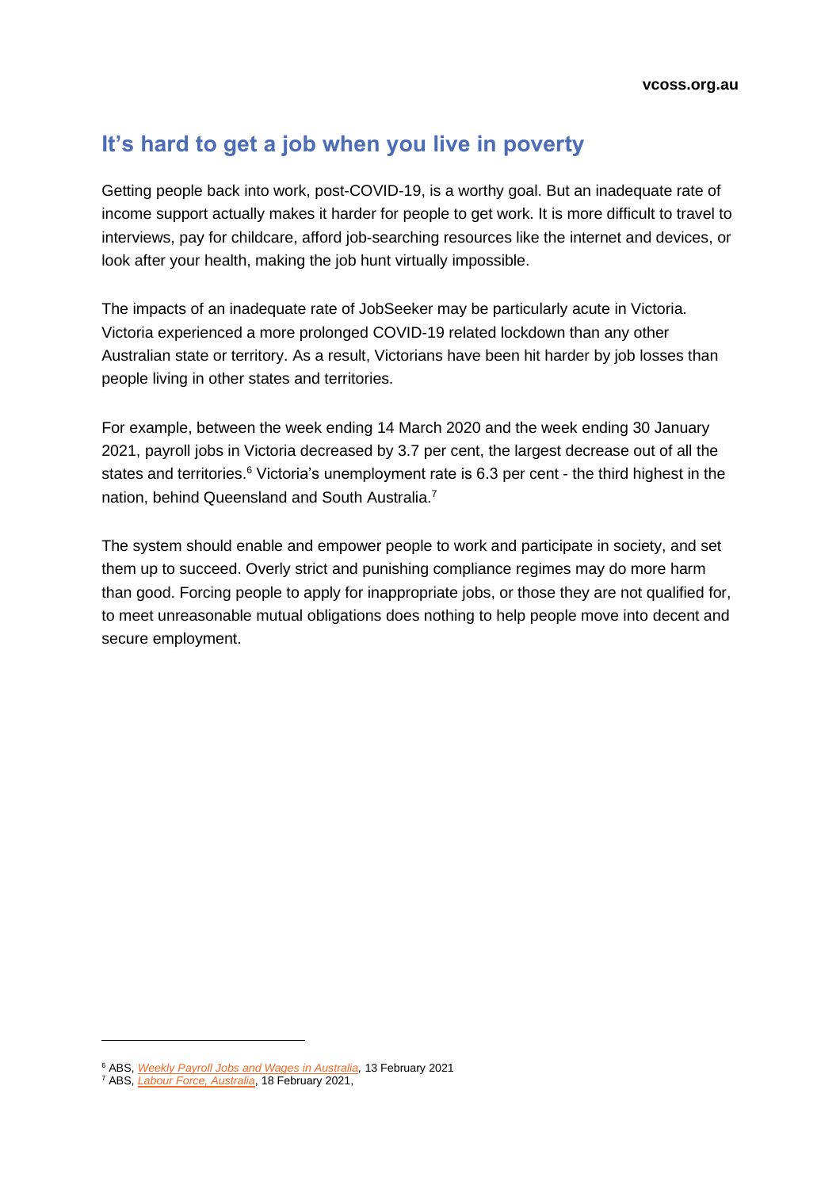## It's hard to get a job when you live in poverty

Getting people back into work, post-COVID-19, is a worthy goal. But an inadequate rate of income support actually makes it harder for people to get work. It is more difficult to travel to interviews, pay for childcare, afford job-searching resources like the internet and devices, or look after your health, making the job hunt virtually impossible.

The impacts of an inadequate rate of JobSeeker may be particularly acute in Victoria. Victoria experienced a more prolonged COVID-19 related lockdown than any other Australian state or territory. As a result, Victorians have been hit harder by job losses than people living in other states and territories.

For example, between the week ending 14 March 2020 and the week ending 30 January 2021, payroll jobs in Victoria decreased by 3.7 per cent, the largest decrease out of all the states and territories.[6] Victoria's unemployment rate is 6.3 per cent - the third highest in the nation, behind Queensland and South Australia.[7]

The system should enable and empower people to work and participate in society, and set them up to succeed. Overly strict and punishing compliance regimes may do more harm than good. Forcing people to apply for inappropriate jobs, or those they are not qualified for, to meet unreasonable mutual obligations does nothing to help people move into decent and secure employment.

---

[6] ABS, *Weekly Payroll Jobs and Wages in Australia,* 13 February 2021

[7] ABS, *Labour Force, Australia*, 18 February 2021,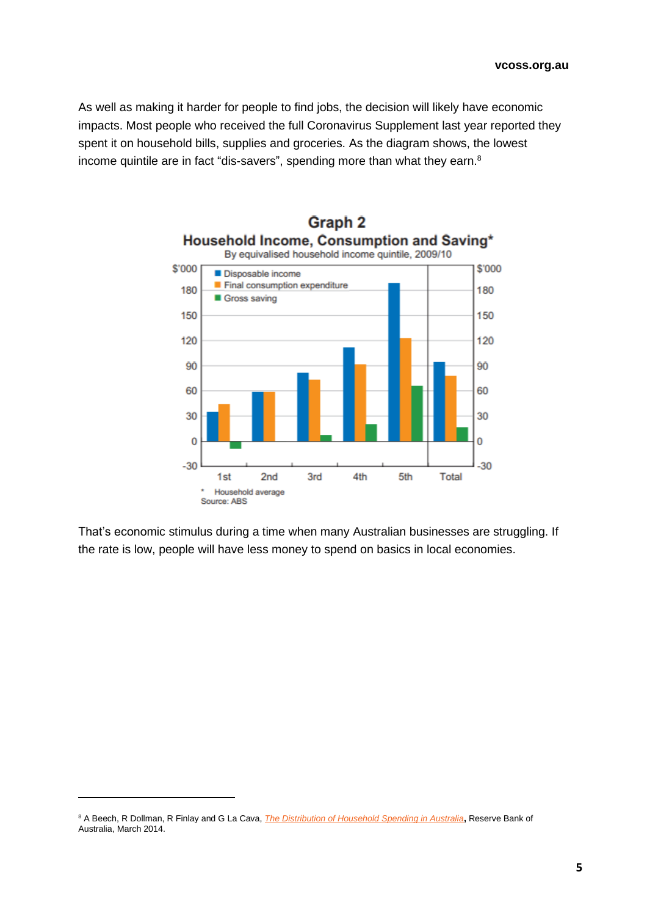As well as making it harder for people to find jobs, the decision will likely have economic impacts. Most people who received the full Coronavirus Supplement last year reported they spent it on household bills, supplies and groceries. As the diagram shows, the lowest income quintile are in fact "dis-savers", spending more than what they earn.[8]

**Graph 2**
**Household Income, Consumption and Saving***
By equivalised household income quintile, 2009/10

\* Household average
Source: ABS

That's economic stimulus during a time when many Australian businesses are struggling. If the rate is low, people will have less money to spend on basics in local economies.

---

[8] A Beech, R Dollman, R Finlay and G La Cava, *The Distribution of Household Spending in Australia*, Reserve Bank of Australia, March 2014.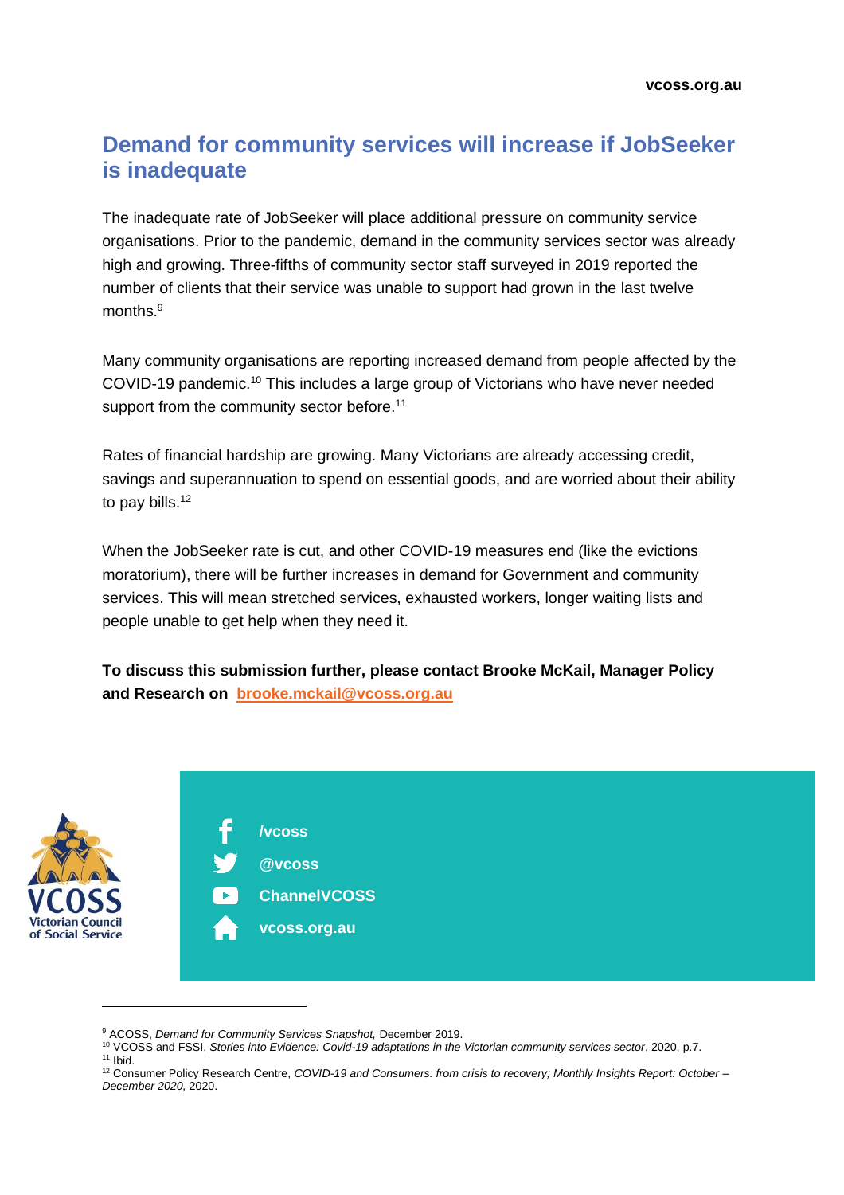## Demand for community services will increase if JobSeeker is inadequate

The inadequate rate of JobSeeker will place additional pressure on community service organisations. Prior to the pandemic, demand in the community services sector was already high and growing. Three-fifths of community sector staff surveyed in 2019 reported the number of clients that their service was unable to support had grown in the last twelve months.[9]

Many community organisations are reporting increased demand from people affected by the COVID-19 pandemic.[10] This includes a large group of Victorians who have never needed support from the community sector before.[11]

Rates of financial hardship are growing. Many Victorians are already accessing credit, savings and superannuation to spend on essential goods, and are worried about their ability to pay bills.[12]

When the JobSeeker rate is cut, and other COVID-19 measures end (like the evictions moratorium), there will be further increases in demand for Government and community services. This will mean stretched services, exhausted workers, longer waiting lists and people unable to get help when they need it.

**To discuss this submission further, please contact Brooke McKail, Manager Policy and Research on [brooke.mckail@vcoss.org.au](mailto:brooke.mckail@vcoss.org.au)**

VCOSS Victorian Council of Social Service

/vcoss
@vcoss
ChannelVCOSS
vcoss.org.au

---

[9] ACOSS, *Demand for Community Services Snapshot,* December 2019.
[10] VCOSS and FSSI, *Stories into Evidence: Covid-19 adaptations in the Victorian community services sector*, 2020, p.7.
[11] Ibid.
[12] Consumer Policy Research Centre, *COVID-19 and Consumers: from crisis to recovery; Monthly Insights Report: October – December 2020,* 2020.